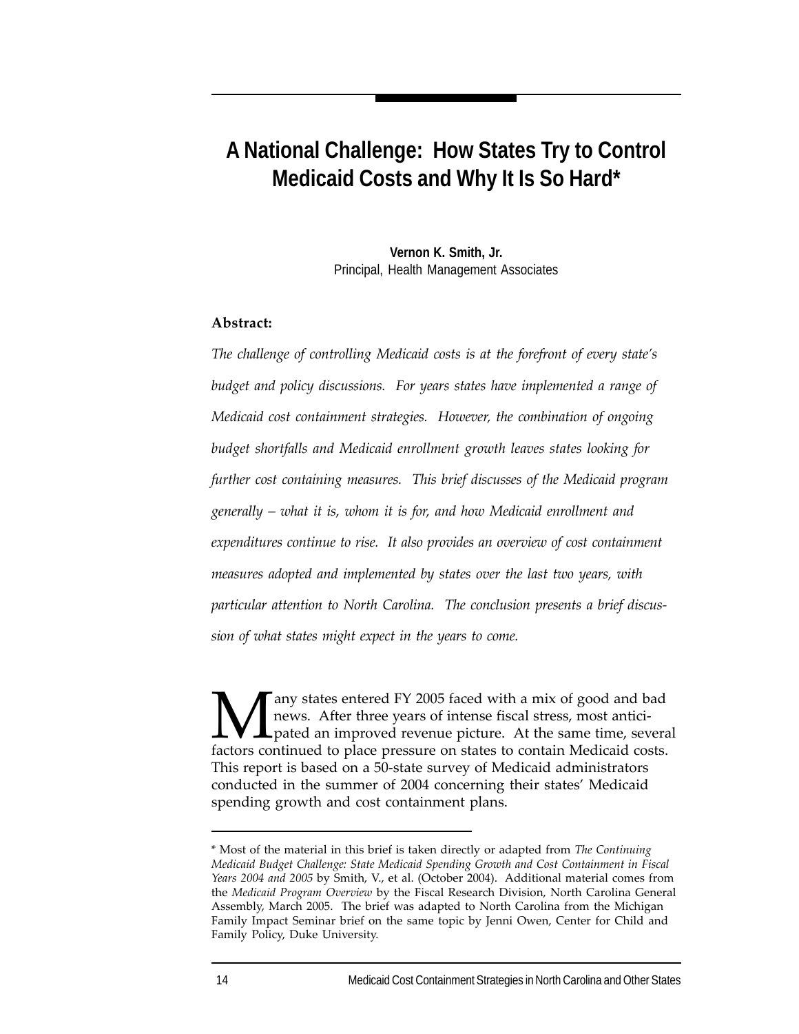# A National Challenge: How States Try to Control Medicaid Costs and Why It Is So Hard*

**Vernon K. Smith, Jr.**
Principal, Health Management Associates

**Abstract:**

*The challenge of controlling Medicaid costs is at the forefront of every state's budget and policy discussions. For years states have implemented a range of Medicaid cost containment strategies. However, the combination of ongoing budget shortfalls and Medicaid enrollment growth leaves states looking for further cost containing measures. This brief discusses of the Medicaid program generally – what it is, whom it is for, and how Medicaid enrollment and expenditures continue to rise. It also provides an overview of cost containment measures adopted and implemented by states over the last two years, with particular attention to North Carolina. The conclusion presents a brief discussion of what states might expect in the years to come.*

Many states entered FY 2005 faced with a mix of good and bad news. After three years of intense fiscal stress, most anticipated an improved revenue picture. At the same time, several factors continued to place pressure on states to contain Medicaid costs. This report is based on a 50-state survey of Medicaid administrators conducted in the summer of 2004 concerning their states' Medicaid spending growth and cost containment plans.

---

\* Most of the material in this brief is taken directly or adapted from *The Continuing Medicaid Budget Challenge: State Medicaid Spending Growth and Cost Containment in Fiscal Years 2004 and 2005* by Smith, V., et al. (October 2004). Additional material comes from the *Medicaid Program Overview* by the Fiscal Research Division, North Carolina General Assembly, March 2005. The brief was adapted to North Carolina from the Michigan Family Impact Seminar brief on the same topic by Jenni Owen, Center for Child and Family Policy, Duke University.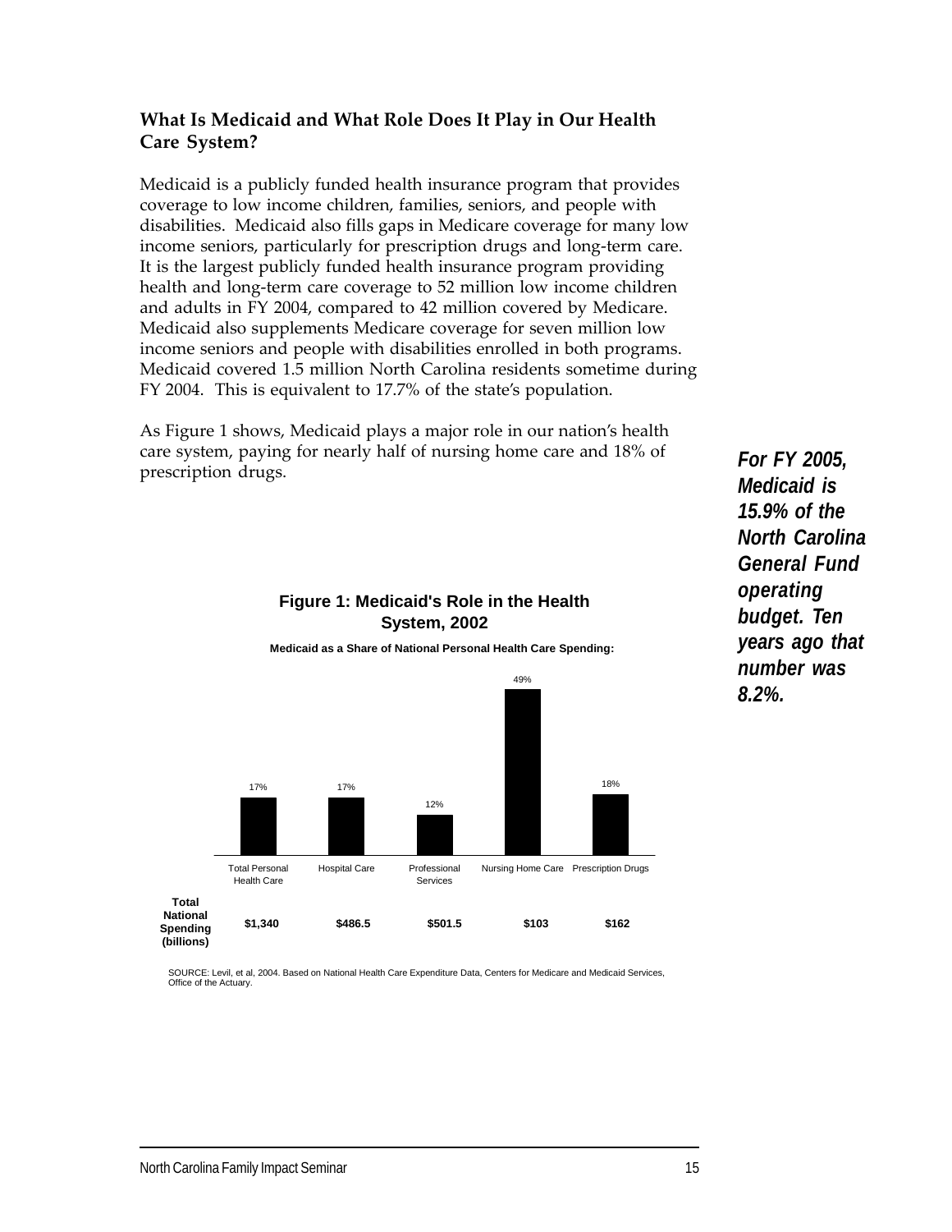## What Is Medicaid and What Role Does It Play in Our Health Care System?

Medicaid is a publicly funded health insurance program that provides coverage to low income children, families, seniors, and people with disabilities. Medicaid also fills gaps in Medicare coverage for many low income seniors, particularly for prescription drugs and long-term care. It is the largest publicly funded health insurance program providing health and long-term care coverage to 52 million low income children and adults in FY 2004, compared to 42 million covered by Medicare. Medicaid also supplements Medicare coverage for seven million low income seniors and people with disabilities enrolled in both programs. Medicaid covered 1.5 million North Carolina residents sometime during FY 2004. This is equivalent to 17.7% of the state's population.

As Figure 1 shows, Medicaid plays a major role in our nation's health care system, paying for nearly half of nursing home care and 18% of prescription drugs.

***For FY 2005, Medicaid is 15.9% of the North Carolina General Fund operating budget. Ten years ago that number was 8.2%.***

**Figure 1: Medicaid's Role in the Health System, 2002**

**Medicaid as a Share of National Personal Health Care Spending:**

| | Total Personal Health Care | Hospital Care | Professional Services | Nursing Home Care | Prescription Drugs |
|---|---|---|---|---|---|
| Medicaid share | 17% | 17% | 12% | 49% | 18% |
| **Total National Spending (billions)** | **$1,340** | **$486.5** | **$501.5** | **$103** | **$162** |

SOURCE: Levil, et al, 2004. Based on National Health Care Expenditure Data, Centers for Medicare and Medicaid Services, Office of the Actuary.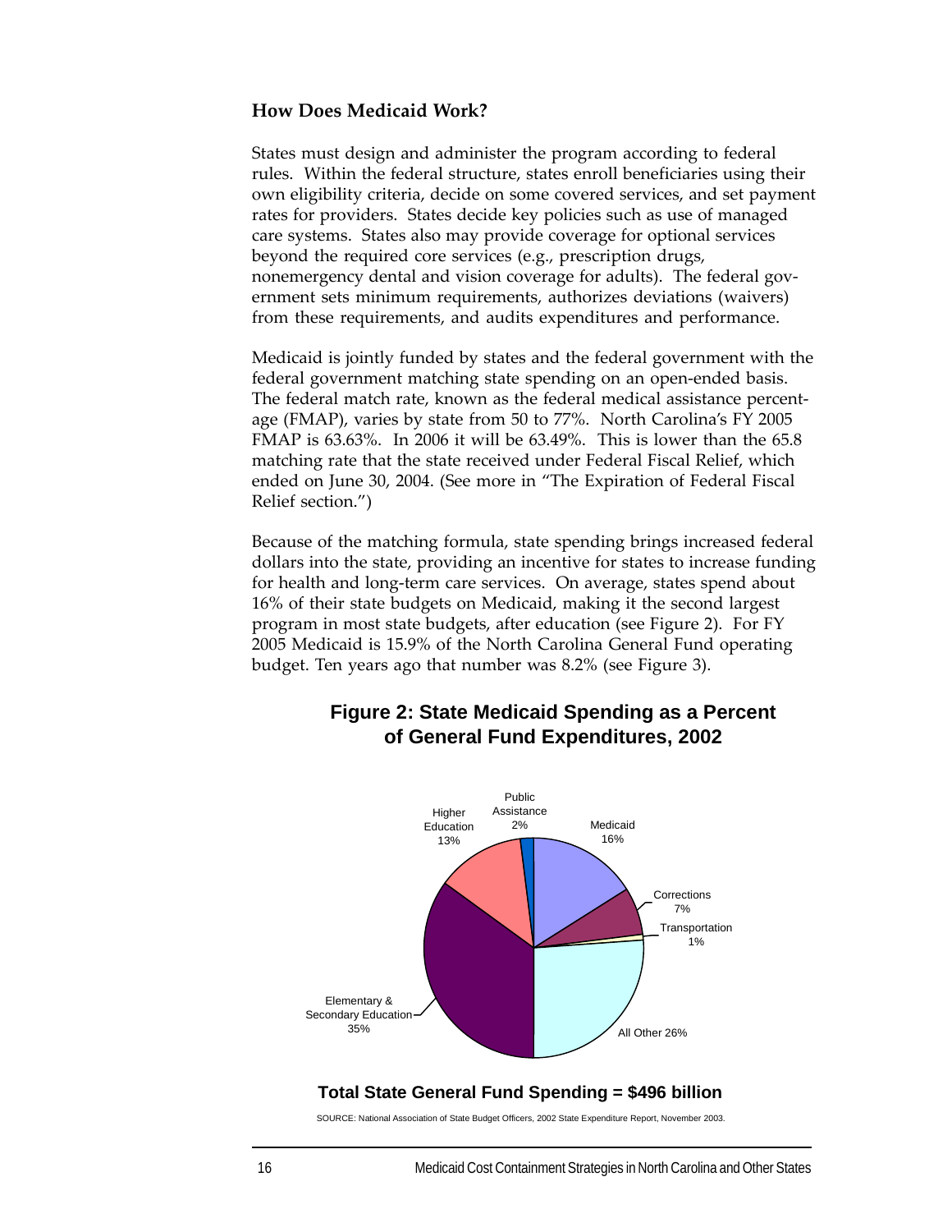### How Does Medicaid Work?

States must design and administer the program according to federal rules. Within the federal structure, states enroll beneficiaries using their own eligibility criteria, decide on some covered services, and set payment rates for providers. States decide key policies such as use of managed care systems. States also may provide coverage for optional services beyond the required core services (e.g., prescription drugs, nonemergency dental and vision coverage for adults). The federal government sets minimum requirements, authorizes deviations (waivers) from these requirements, and audits expenditures and performance.

Medicaid is jointly funded by states and the federal government with the federal government matching state spending on an open-ended basis. The federal match rate, known as the federal medical assistance percentage (FMAP), varies by state from 50 to 77%. North Carolina's FY 2005 FMAP is 63.63%. In 2006 it will be 63.49%. This is lower than the 65.8 matching rate that the state received under Federal Fiscal Relief, which ended on June 30, 2004. (See more in "The Expiration of Federal Fiscal Relief section.")

Because of the matching formula, state spending brings increased federal dollars into the state, providing an incentive for states to increase funding for health and long-term care services. On average, states spend about 16% of their state budgets on Medicaid, making it the second largest program in most state budgets, after education (see Figure 2). For FY 2005 Medicaid is 15.9% of the North Carolina General Fund operating budget. Ten years ago that number was 8.2% (see Figure 3).

**Figure 2: State Medicaid Spending as a Percent of General Fund Expenditures, 2002**

| Category | Percent |
|---|---|
| Medicaid | 16% |
| Corrections | 7% |
| Transportation | 1% |
| All Other | 26% |
| Elementary & Secondary Education | 35% |
| Higher Education | 13% |
| Public Assistance | 2% |

**Total State General Fund Spending = $496 billion**

SOURCE: National Association of State Budget Officers, 2002 State Expenditure Report, November 2003.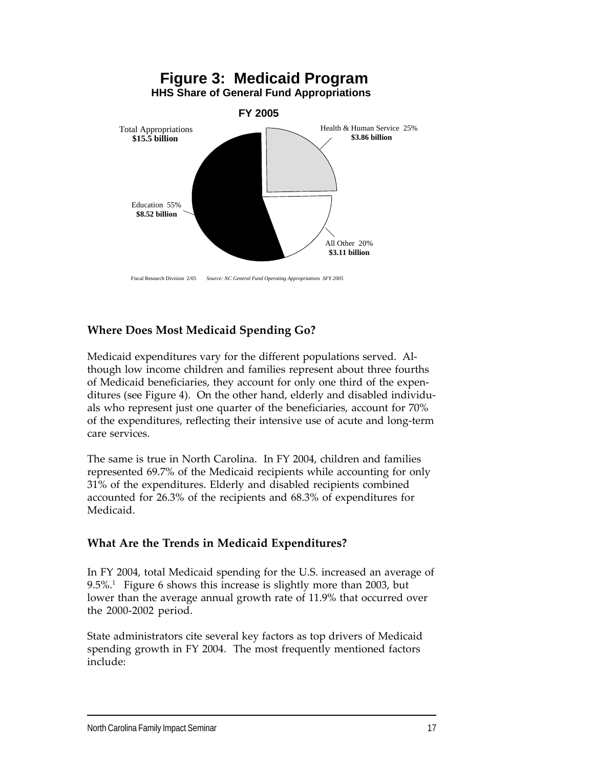**Figure 3: Medicaid Program**
**HHS Share of General Fund Appropriations**

**FY 2005**

Total Appropriations
**$15.5 billion**

Health & Human Service 25%
**$3.86 billion**

Education 55%
**$8.52 billion**

All Other 20%
**$3.11 billion**

Fiscal Research Division 2/05 *Source: NC General Fund Operating Appropriations SFY 2005*

## Where Does Most Medicaid Spending Go?

Medicaid expenditures vary for the different populations served. Although low income children and families represent about three fourths of Medicaid beneficiaries, they account for only one third of the expenditures (see Figure 4). On the other hand, elderly and disabled individuals who represent just one quarter of the beneficiaries, account for 70% of the expenditures, reflecting their intensive use of acute and long-term care services.

The same is true in North Carolina. In FY 2004, children and families represented 69.7% of the Medicaid recipients while accounting for only 31% of the expenditures. Elderly and disabled recipients combined accounted for 26.3% of the recipients and 68.3% of expenditures for Medicaid.

## What Are the Trends in Medicaid Expenditures?

In FY 2004, total Medicaid spending for the U.S. increased an average of 9.5%.[1] Figure 6 shows this increase is slightly more than 2003, but lower than the average annual growth rate of 11.9% that occurred over the 2000-2002 period.

State administrators cite several key factors as top drivers of Medicaid spending growth in FY 2004. The most frequently mentioned factors include: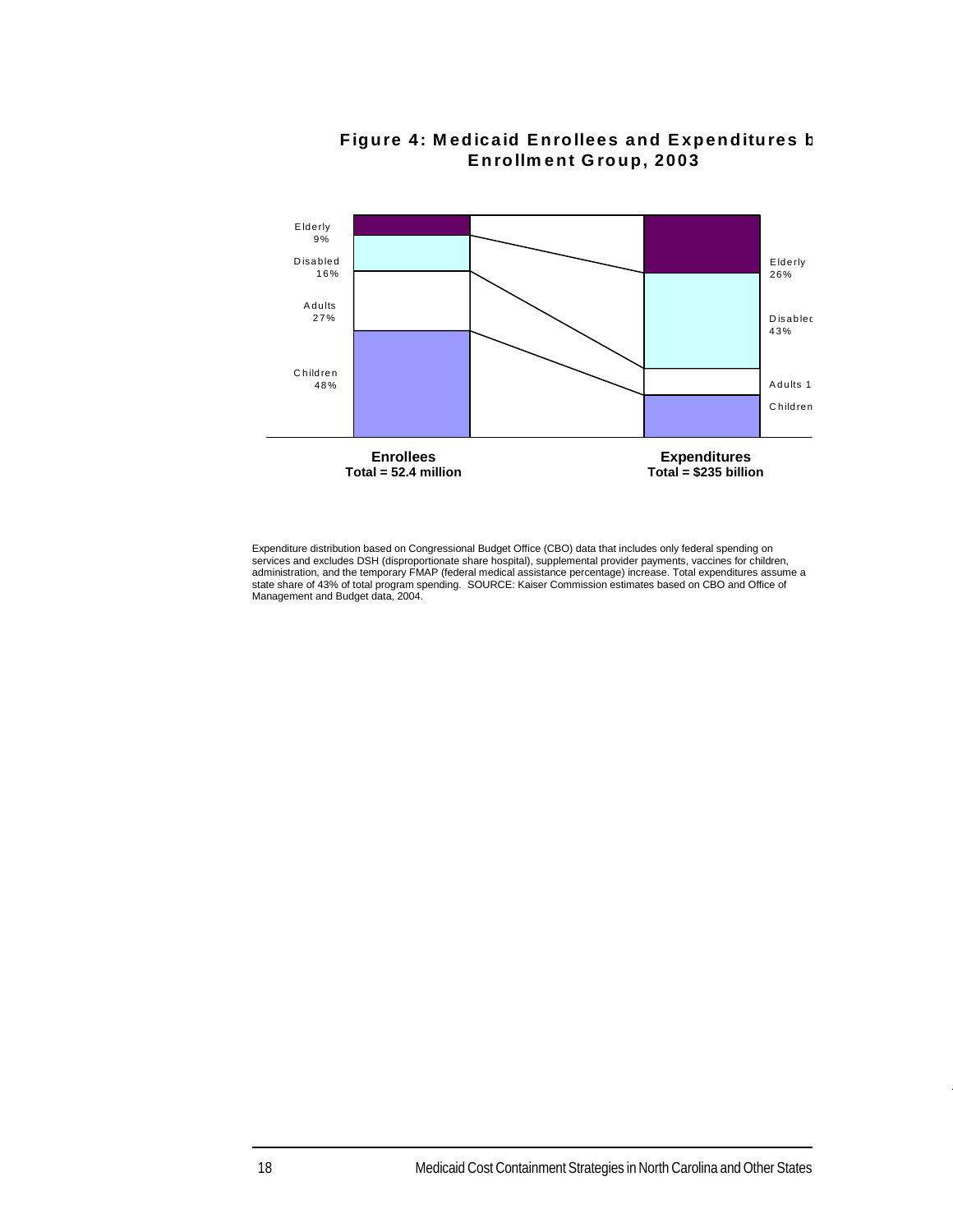**Figure 4: Medicaid Enrollees and Expenditures by Enrollment Group, 2003**

Elderly 9%

Disabled 16%

Adults 27%

Children 48%

Elderly 26%

Disabled 43%

Adults 1

Children

**Enrollees**
**Total = 52.4 million**

**Expenditures**
**Total = $235 billion**

Expenditure distribution based on Congressional Budget Office (CBO) data that includes only federal spending on services and excludes DSH (disproportionate share hospital), supplemental provider payments, vaccines for children, administration, and the temporary FMAP (federal medical assistance percentage) increase. Total expenditures assume a state share of 43% of total program spending. SOURCE: Kaiser Commission estimates based on CBO and Office of Management and Budget data, 2004.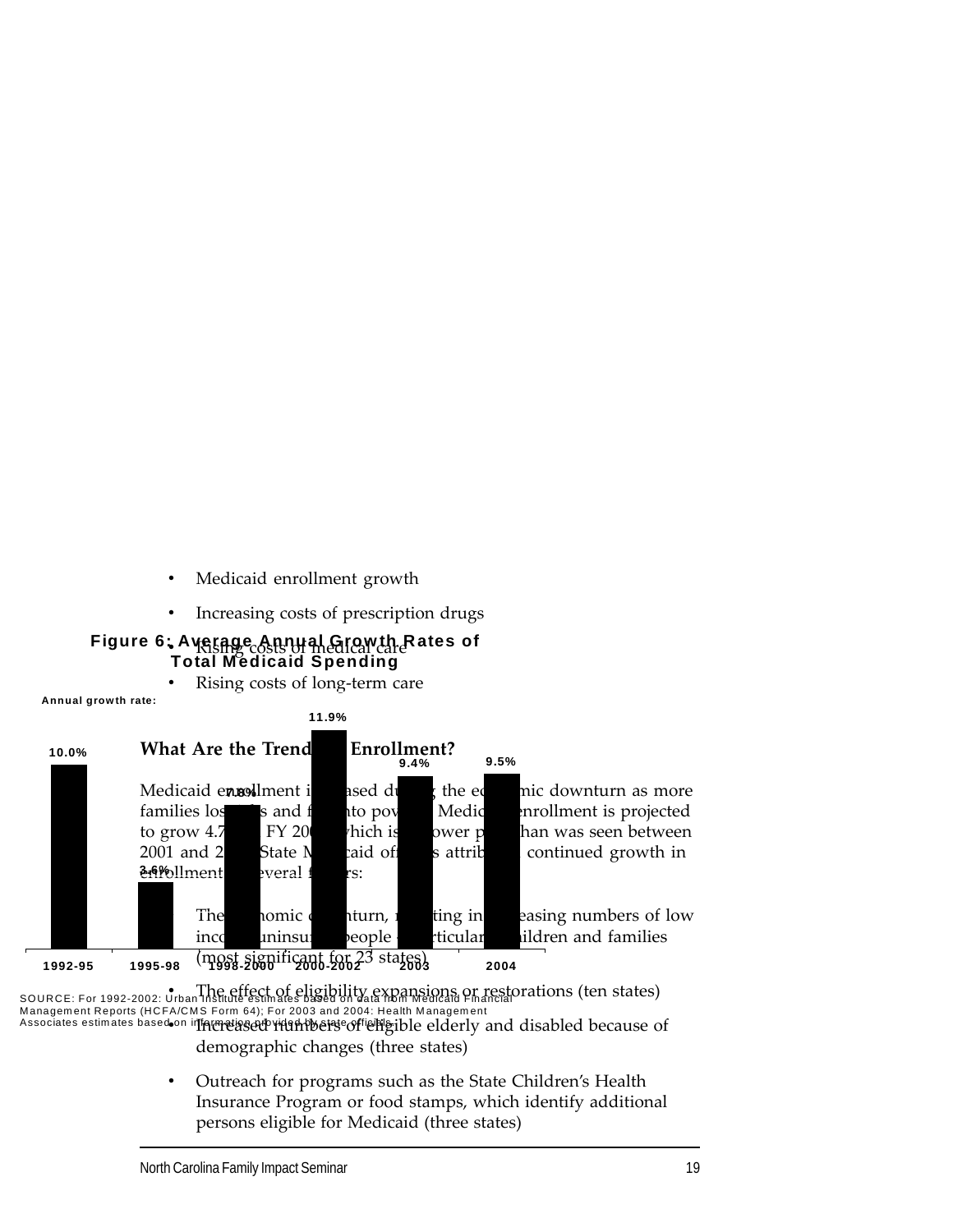- Medicaid enrollment growth
- Increasing costs of prescription drugs
- Rising costs of medical care
- Rising costs of long-term care

**Figure 6: Average Annual Growth Rates of Total Medicaid Spending**

Annual growth rate:

| 1992-95 | 1995-98 | 1998-2000 | 2000-2002 | 2003 | 2004 |
|---|---|---|---|---|---|
| 10.0% | 3.6% | 7.8% | 11.9% | 9.4% | 9.5% |

SOURCE: For 1992-2002: Urban Institute estimates based on data from Medicaid Financial Management Reports (HCFA/CMS Form 64); For 2003 and 2004: Health Management Associates estimates based on information provided by state officials.

### What Are the Trends in Enrollment?

Medicaid enrollment increased during the economic downturn as more families lost jobs and fell into poverty. Medicaid enrollment is projected to grow 4.7% in FY 2004, which is a lower pace than was seen between 2001 and 2003. State Medicaid officials attribute continued growth in enrollment to several factors:

- The economic downturn, resulting in increasing numbers of low income uninsured people – particularly children and families (most significant for 23 states)
- The effect of eligibility expansions or restorations (ten states)
- Increased numbers of eligible elderly and disabled because of demographic changes (three states)
- Outreach for programs such as the State Children's Health Insurance Program or food stamps, which identify additional persons eligible for Medicaid (three states)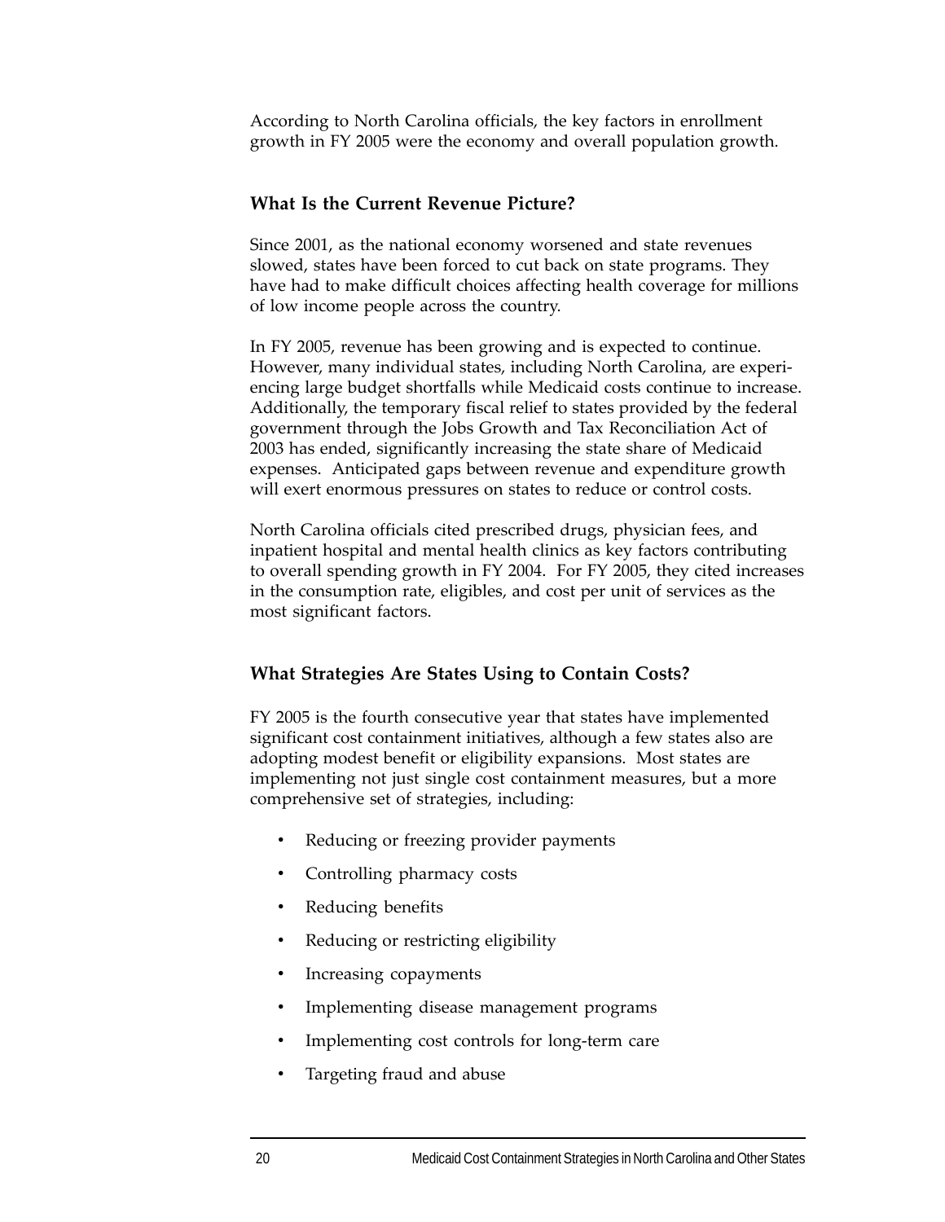According to North Carolina officials, the key factors in enrollment growth in FY 2005 were the economy and overall population growth.

### What Is the Current Revenue Picture?

Since 2001, as the national economy worsened and state revenues slowed, states have been forced to cut back on state programs. They have had to make difficult choices affecting health coverage for millions of low income people across the country.

In FY 2005, revenue has been growing and is expected to continue. However, many individual states, including North Carolina, are experiencing large budget shortfalls while Medicaid costs continue to increase. Additionally, the temporary fiscal relief to states provided by the federal government through the Jobs Growth and Tax Reconciliation Act of 2003 has ended, significantly increasing the state share of Medicaid expenses. Anticipated gaps between revenue and expenditure growth will exert enormous pressures on states to reduce or control costs.

North Carolina officials cited prescribed drugs, physician fees, and inpatient hospital and mental health clinics as key factors contributing to overall spending growth in FY 2004. For FY 2005, they cited increases in the consumption rate, eligibles, and cost per unit of services as the most significant factors.

### What Strategies Are States Using to Contain Costs?

FY 2005 is the fourth consecutive year that states have implemented significant cost containment initiatives, although a few states also are adopting modest benefit or eligibility expansions. Most states are implementing not just single cost containment measures, but a more comprehensive set of strategies, including:

- Reducing or freezing provider payments
- Controlling pharmacy costs
- Reducing benefits
- Reducing or restricting eligibility
- Increasing copayments
- Implementing disease management programs
- Implementing cost controls for long-term care
- Targeting fraud and abuse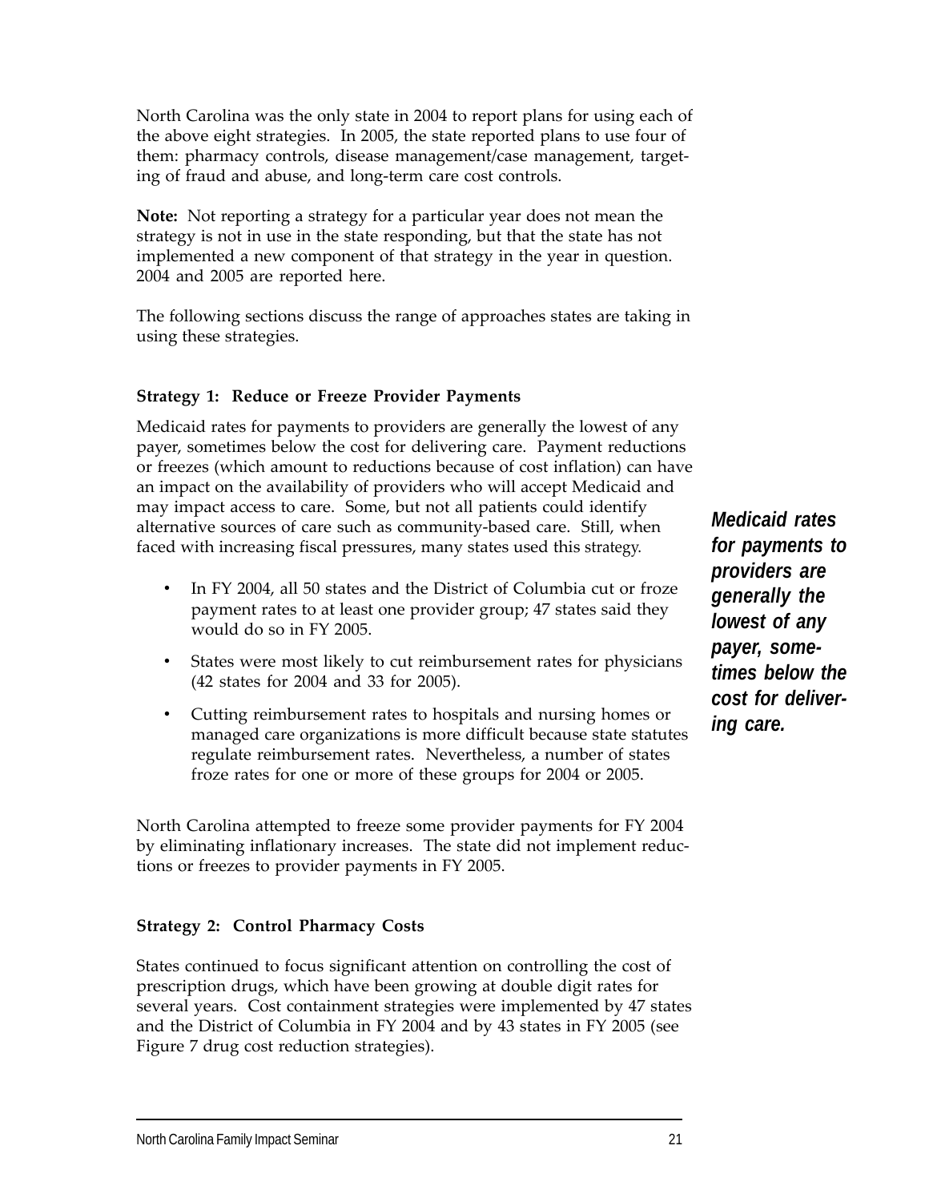North Carolina was the only state in 2004 to report plans for using each of the above eight strategies. In 2005, the state reported plans to use four of them: pharmacy controls, disease management/case management, targeting of fraud and abuse, and long-term care cost controls.

**Note:** Not reporting a strategy for a particular year does not mean the strategy is not in use in the state responding, but that the state has not implemented a new component of that strategy in the year in question. 2004 and 2005 are reported here.

The following sections discuss the range of approaches states are taking in using these strategies.

### Strategy 1: Reduce or Freeze Provider Payments

Medicaid rates for payments to providers are generally the lowest of any payer, sometimes below the cost for delivering care. Payment reductions or freezes (which amount to reductions because of cost inflation) can have an impact on the availability of providers who will accept Medicaid and may impact access to care. Some, but not all patients could identify alternative sources of care such as community-based care. Still, when faced with increasing fiscal pressures, many states used this strategy.

***Medicaid rates for payments to providers are generally the lowest of any payer, sometimes below the cost for delivering care.***

- In FY 2004, all 50 states and the District of Columbia cut or froze payment rates to at least one provider group; 47 states said they would do so in FY 2005.
- States were most likely to cut reimbursement rates for physicians (42 states for 2004 and 33 for 2005).
- Cutting reimbursement rates to hospitals and nursing homes or managed care organizations is more difficult because state statutes regulate reimbursement rates. Nevertheless, a number of states froze rates for one or more of these groups for 2004 or 2005.

North Carolina attempted to freeze some provider payments for FY 2004 by eliminating inflationary increases. The state did not implement reductions or freezes to provider payments in FY 2005.

### Strategy 2: Control Pharmacy Costs

States continued to focus significant attention on controlling the cost of prescription drugs, which have been growing at double digit rates for several years. Cost containment strategies were implemented by 47 states and the District of Columbia in FY 2004 and by 43 states in FY 2005 (see Figure 7 drug cost reduction strategies).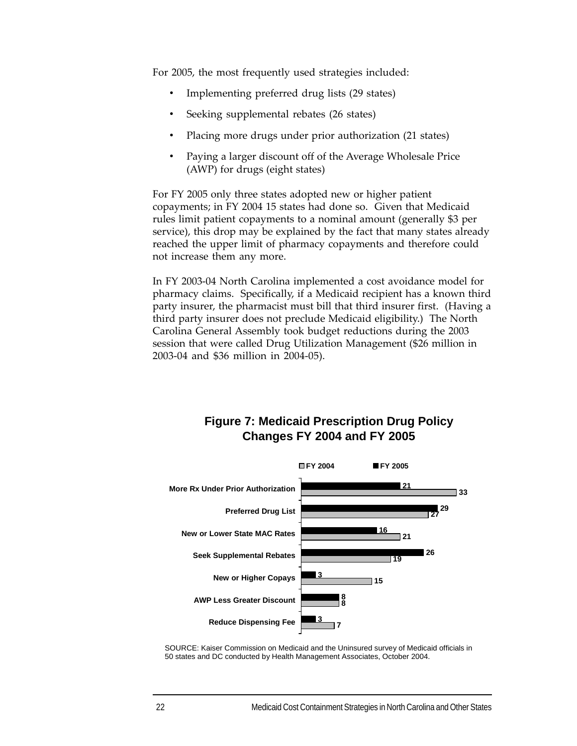For 2005, the most frequently used strategies included:

- Implementing preferred drug lists (29 states)
- Seeking supplemental rebates (26 states)
- Placing more drugs under prior authorization (21 states)
- Paying a larger discount off of the Average Wholesale Price (AWP) for drugs (eight states)

For FY 2005 only three states adopted new or higher patient copayments; in FY 2004 15 states had done so. Given that Medicaid rules limit patient copayments to a nominal amount (generally $3 per service), this drop may be explained by the fact that many states already reached the upper limit of pharmacy copayments and therefore could not increase them any more.

In FY 2003-04 North Carolina implemented a cost avoidance model for pharmacy claims. Specifically, if a Medicaid recipient has a known third party insurer, the pharmacist must bill that third insurer first. (Having a third party insurer does not preclude Medicaid eligibility.) The North Carolina General Assembly took budget reductions during the 2003 session that were called Drug Utilization Management ($26 million in 2003-04 and $36 million in 2004-05).

**Figure 7: Medicaid Prescription Drug Policy Changes FY 2004 and FY 2005**

| Policy Change | FY 2004 | FY 2005 |
|---|---|---|
| More Rx Under Prior Authorization | 33 | 21 |
| Preferred Drug List | 27 | 29 |
| New or Lower State MAC Rates | 21 | 16 |
| Seek Supplemental Rebates | 19 | 26 |
| New or Higher Copays | 15 | 3 |
| AWP Less Greater Discount | 8 | 8 |
| Reduce Dispensing Fee | 7 | 3 |

SOURCE: Kaiser Commission on Medicaid and the Uninsured survey of Medicaid officials in 50 states and DC conducted by Health Management Associates, October 2004.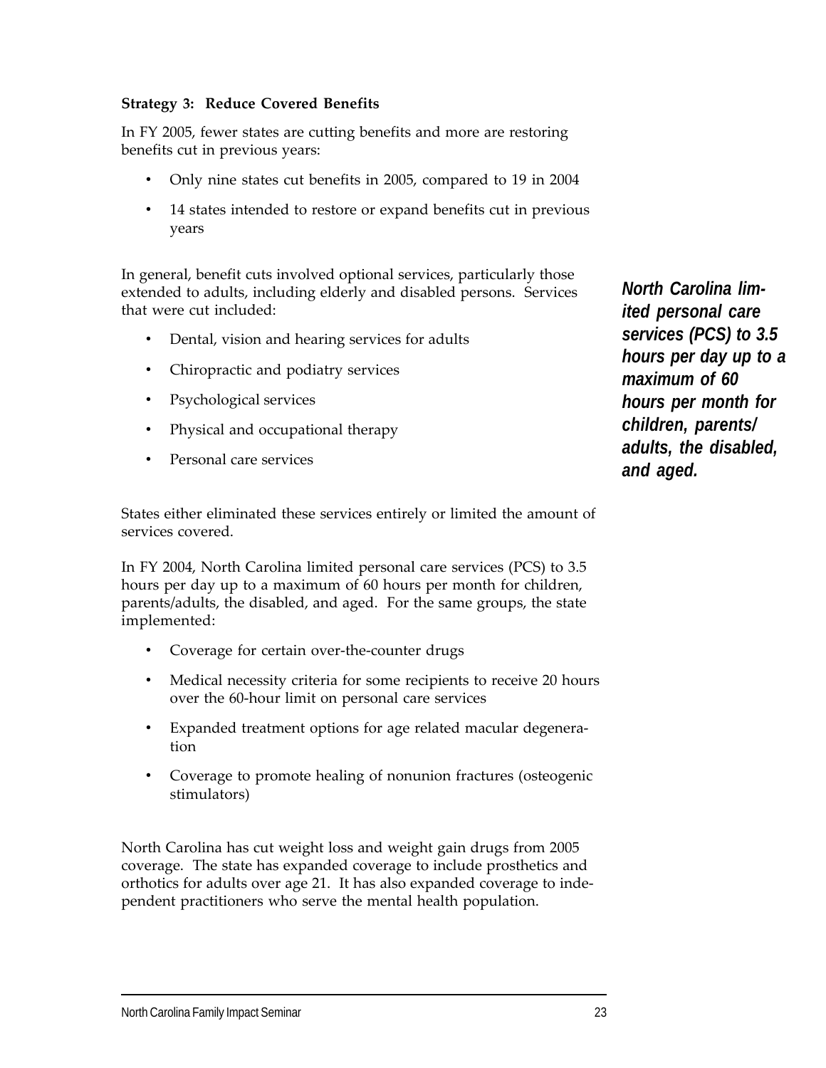### Strategy 3: Reduce Covered Benefits

In FY 2005, fewer states are cutting benefits and more are restoring benefits cut in previous years:

- Only nine states cut benefits in 2005, compared to 19 in 2004
- 14 states intended to restore or expand benefits cut in previous years

In general, benefit cuts involved optional services, particularly those extended to adults, including elderly and disabled persons. Services that were cut included:

- Dental, vision and hearing services for adults
- Chiropractic and podiatry services
- Psychological services
- Physical and occupational therapy
- Personal care services

***North Carolina limited personal care services (PCS) to 3.5 hours per day up to a maximum of 60 hours per month for children, parents/adults, the disabled, and aged.***

States either eliminated these services entirely or limited the amount of services covered.

In FY 2004, North Carolina limited personal care services (PCS) to 3.5 hours per day up to a maximum of 60 hours per month for children, parents/adults, the disabled, and aged. For the same groups, the state implemented:

- Coverage for certain over-the-counter drugs
- Medical necessity criteria for some recipients to receive 20 hours over the 60-hour limit on personal care services
- Expanded treatment options for age related macular degeneration
- Coverage to promote healing of nonunion fractures (osteogenic stimulators)

North Carolina has cut weight loss and weight gain drugs from 2005 coverage. The state has expanded coverage to include prosthetics and orthotics for adults over age 21. It has also expanded coverage to independent practitioners who serve the mental health population.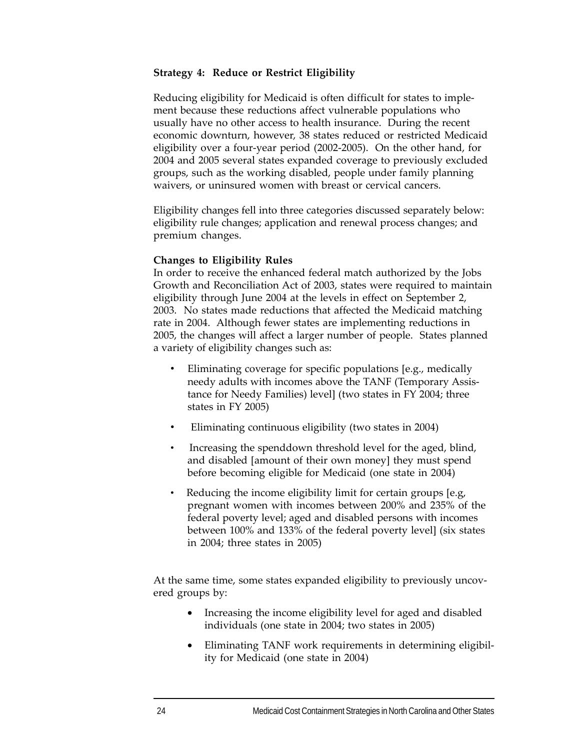### Strategy 4: Reduce or Restrict Eligibility

Reducing eligibility for Medicaid is often difficult for states to implement because these reductions affect vulnerable populations who usually have no other access to health insurance. During the recent economic downturn, however, 38 states reduced or restricted Medicaid eligibility over a four-year period (2002-2005). On the other hand, for 2004 and 2005 several states expanded coverage to previously excluded groups, such as the working disabled, people under family planning waivers, or uninsured women with breast or cervical cancers.

Eligibility changes fell into three categories discussed separately below: eligibility rule changes; application and renewal process changes; and premium changes.

**Changes to Eligibility Rules**

In order to receive the enhanced federal match authorized by the Jobs Growth and Reconciliation Act of 2003, states were required to maintain eligibility through June 2004 at the levels in effect on September 2, 2003. No states made reductions that affected the Medicaid matching rate in 2004. Although fewer states are implementing reductions in 2005, the changes will affect a larger number of people. States planned a variety of eligibility changes such as:

- Eliminating coverage for specific populations [e.g., medically needy adults with incomes above the TANF (Temporary Assistance for Needy Families) level] (two states in FY 2004; three states in FY 2005)
- Eliminating continuous eligibility (two states in 2004)
- Increasing the spenddown threshold level for the aged, blind, and disabled [amount of their own money] they must spend before becoming eligible for Medicaid (one state in 2004)
- Reducing the income eligibility limit for certain groups [e.g, pregnant women with incomes between 200% and 235% of the federal poverty level; aged and disabled persons with incomes between 100% and 133% of the federal poverty level] (six states in 2004; three states in 2005)

At the same time, some states expanded eligibility to previously uncovered groups by:

- Increasing the income eligibility level for aged and disabled individuals (one state in 2004; two states in 2005)
- Eliminating TANF work requirements in determining eligibility for Medicaid (one state in 2004)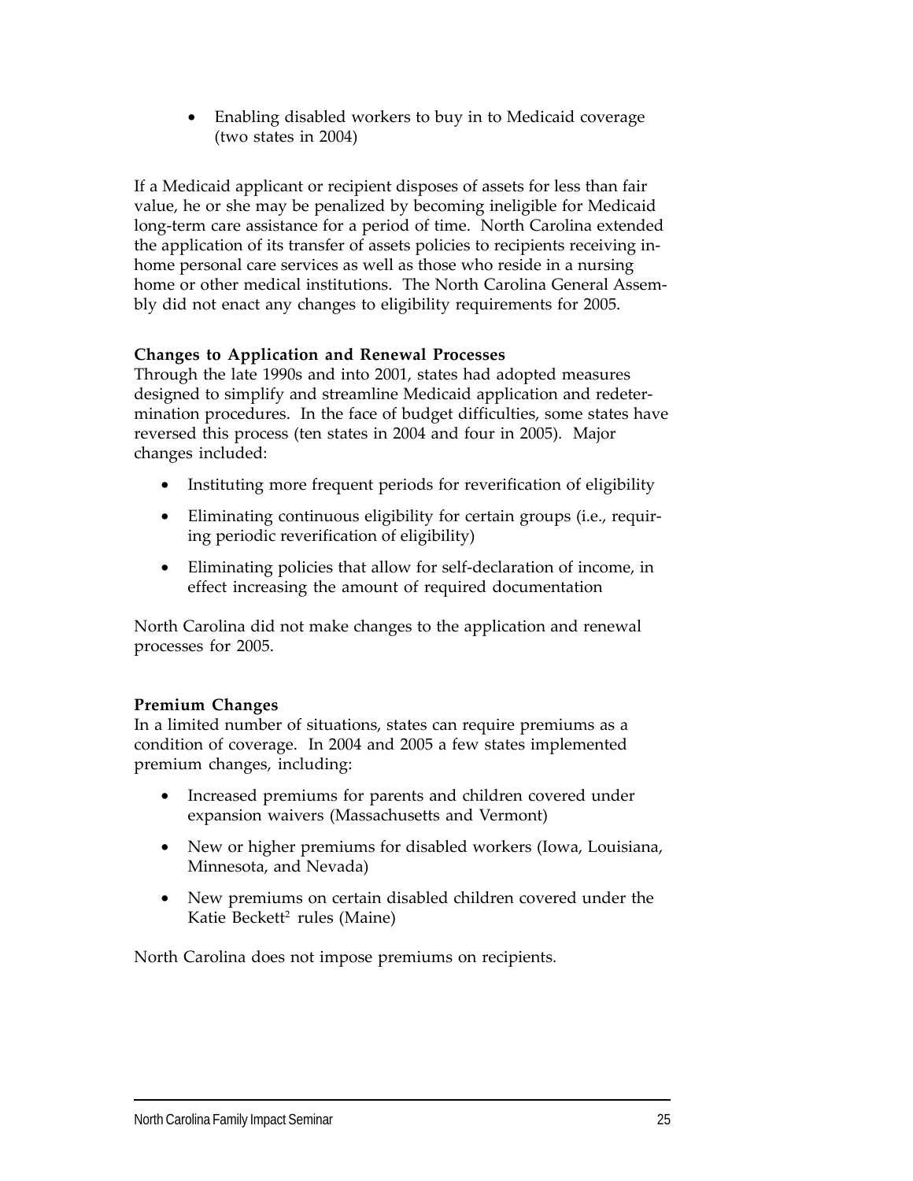- Enabling disabled workers to buy in to Medicaid coverage (two states in 2004)

If a Medicaid applicant or recipient disposes of assets for less than fair value, he or she may be penalized by becoming ineligible for Medicaid long-term care assistance for a period of time. North Carolina extended the application of its transfer of assets policies to recipients receiving in-home personal care services as well as those who reside in a nursing home or other medical institutions. The North Carolina General Assembly did not enact any changes to eligibility requirements for 2005.

**Changes to Application and Renewal Processes**

Through the late 1990s and into 2001, states had adopted measures designed to simplify and streamline Medicaid application and redetermination procedures. In the face of budget difficulties, some states have reversed this process (ten states in 2004 and four in 2005). Major changes included:

- Instituting more frequent periods for reverification of eligibility
- Eliminating continuous eligibility for certain groups (i.e., requiring periodic reverification of eligibility)
- Eliminating policies that allow for self-declaration of income, in effect increasing the amount of required documentation

North Carolina did not make changes to the application and renewal processes for 2005.

**Premium Changes**

In a limited number of situations, states can require premiums as a condition of coverage. In 2004 and 2005 a few states implemented premium changes, including:

- Increased premiums for parents and children covered under expansion waivers (Massachusetts and Vermont)
- New or higher premiums for disabled workers (Iowa, Louisiana, Minnesota, and Nevada)
- New premiums on certain disabled children covered under the Katie Beckett[2] rules (Maine)

North Carolina does not impose premiums on recipients.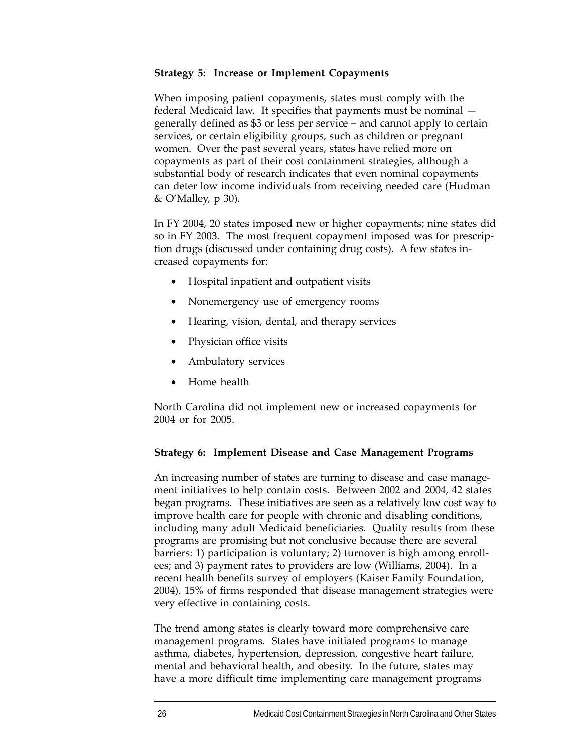**Strategy 5: Increase or Implement Copayments**

When imposing patient copayments, states must comply with the federal Medicaid law. It specifies that payments must be nominal — generally defined as $3 or less per service – and cannot apply to certain services, or certain eligibility groups, such as children or pregnant women. Over the past several years, states have relied more on copayments as part of their cost containment strategies, although a substantial body of research indicates that even nominal copayments can deter low income individuals from receiving needed care (Hudman & O'Malley, p 30).

In FY 2004, 20 states imposed new or higher copayments; nine states did so in FY 2003. The most frequent copayment imposed was for prescription drugs (discussed under containing drug costs). A few states increased copayments for:

- Hospital inpatient and outpatient visits
- Nonemergency use of emergency rooms
- Hearing, vision, dental, and therapy services
- Physician office visits
- Ambulatory services
- Home health

North Carolina did not implement new or increased copayments for 2004 or for 2005.

**Strategy 6: Implement Disease and Case Management Programs**

An increasing number of states are turning to disease and case management initiatives to help contain costs. Between 2002 and 2004, 42 states began programs. These initiatives are seen as a relatively low cost way to improve health care for people with chronic and disabling conditions, including many adult Medicaid beneficiaries. Quality results from these programs are promising but not conclusive because there are several barriers: 1) participation is voluntary; 2) turnover is high among enrollees; and 3) payment rates to providers are low (Williams, 2004). In a recent health benefits survey of employers (Kaiser Family Foundation, 2004), 15% of firms responded that disease management strategies were very effective in containing costs.

The trend among states is clearly toward more comprehensive care management programs. States have initiated programs to manage asthma, diabetes, hypertension, depression, congestive heart failure, mental and behavioral health, and obesity. In the future, states may have a more difficult time implementing care management programs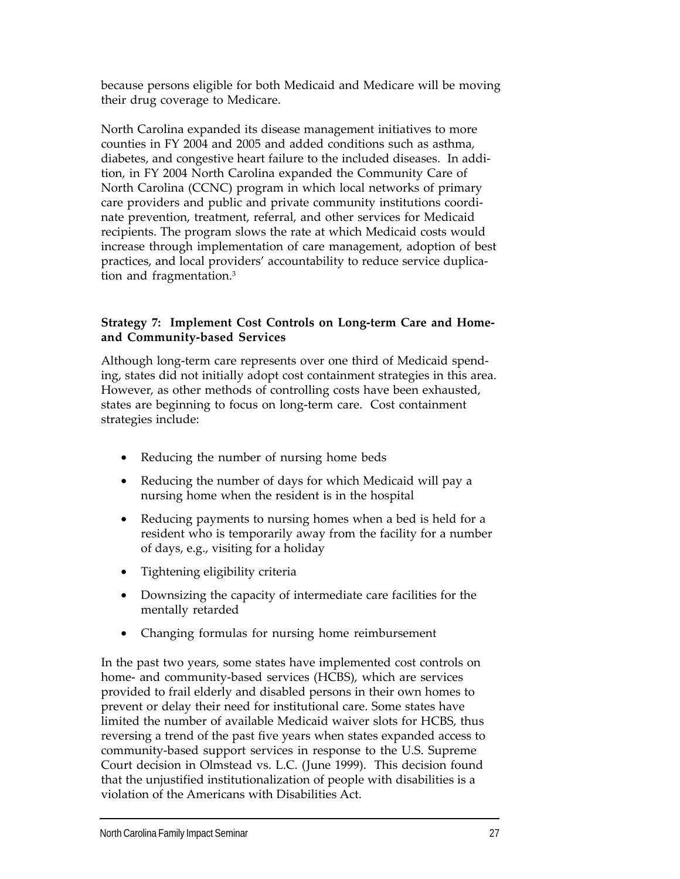because persons eligible for both Medicaid and Medicare will be moving their drug coverage to Medicare.

North Carolina expanded its disease management initiatives to more counties in FY 2004 and 2005 and added conditions such as asthma, diabetes, and congestive heart failure to the included diseases. In addition, in FY 2004 North Carolina expanded the Community Care of North Carolina (CCNC) program in which local networks of primary care providers and public and private community institutions coordinate prevention, treatment, referral, and other services for Medicaid recipients. The program slows the rate at which Medicaid costs would increase through implementation of care management, adoption of best practices, and local providers' accountability to reduce service duplication and fragmentation.[3]

**Strategy 7: Implement Cost Controls on Long-term Care and Home- and Community-based Services**

Although long-term care represents over one third of Medicaid spending, states did not initially adopt cost containment strategies in this area. However, as other methods of controlling costs have been exhausted, states are beginning to focus on long-term care. Cost containment strategies include:

- Reducing the number of nursing home beds
- Reducing the number of days for which Medicaid will pay a nursing home when the resident is in the hospital
- Reducing payments to nursing homes when a bed is held for a resident who is temporarily away from the facility for a number of days, e.g., visiting for a holiday
- Tightening eligibility criteria
- Downsizing the capacity of intermediate care facilities for the mentally retarded
- Changing formulas for nursing home reimbursement

In the past two years, some states have implemented cost controls on home- and community-based services (HCBS), which are services provided to frail elderly and disabled persons in their own homes to prevent or delay their need for institutional care. Some states have limited the number of available Medicaid waiver slots for HCBS, thus reversing a trend of the past five years when states expanded access to community-based support services in response to the U.S. Supreme Court decision in Olmstead vs. L.C. (June 1999). This decision found that the unjustified institutionalization of people with disabilities is a violation of the Americans with Disabilities Act.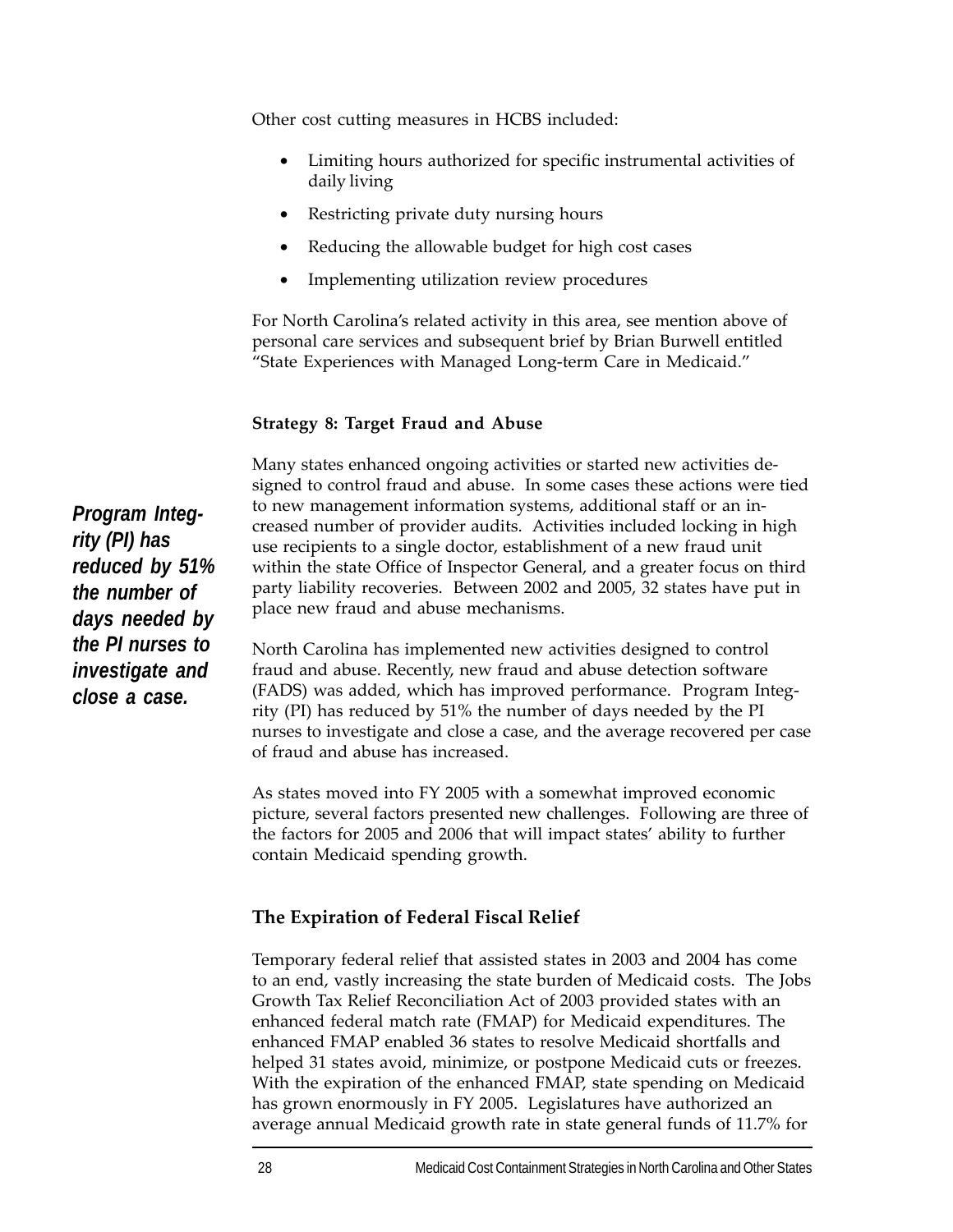Other cost cutting measures in HCBS included:

- Limiting hours authorized for specific instrumental activities of daily living
- Restricting private duty nursing hours
- Reducing the allowable budget for high cost cases
- Implementing utilization review procedures

For North Carolina's related activity in this area, see mention above of personal care services and subsequent brief by Brian Burwell entitled "State Experiences with Managed Long-term Care in Medicaid."

#### Strategy 8: Target Fraud and Abuse

***Program Integrity (PI) has reduced by 51% the number of days needed by the PI nurses to investigate and close a case.***

Many states enhanced ongoing activities or started new activities designed to control fraud and abuse. In some cases these actions were tied to new management information systems, additional staff or an increased number of provider audits. Activities included locking in high use recipients to a single doctor, establishment of a new fraud unit within the state Office of Inspector General, and a greater focus on third party liability recoveries. Between 2002 and 2005, 32 states have put in place new fraud and abuse mechanisms.

North Carolina has implemented new activities designed to control fraud and abuse. Recently, new fraud and abuse detection software (FADS) was added, which has improved performance. Program Integrity (PI) has reduced by 51% the number of days needed by the PI nurses to investigate and close a case, and the average recovered per case of fraud and abuse has increased.

As states moved into FY 2005 with a somewhat improved economic picture, several factors presented new challenges. Following are three of the factors for 2005 and 2006 that will impact states' ability to further contain Medicaid spending growth.

### The Expiration of Federal Fiscal Relief

Temporary federal relief that assisted states in 2003 and 2004 has come to an end, vastly increasing the state burden of Medicaid costs. The Jobs Growth Tax Relief Reconciliation Act of 2003 provided states with an enhanced federal match rate (FMAP) for Medicaid expenditures. The enhanced FMAP enabled 36 states to resolve Medicaid shortfalls and helped 31 states avoid, minimize, or postpone Medicaid cuts or freezes. With the expiration of the enhanced FMAP, state spending on Medicaid has grown enormously in FY 2005. Legislatures have authorized an average annual Medicaid growth rate in state general funds of 11.7% for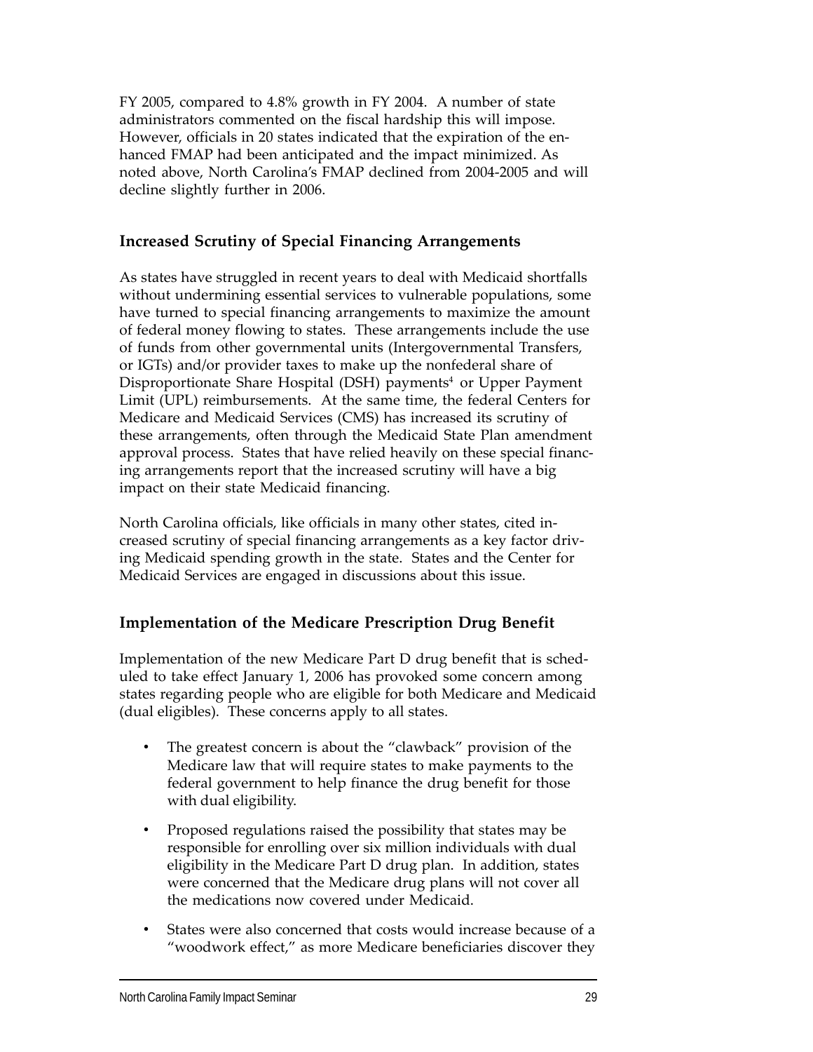FY 2005, compared to 4.8% growth in FY 2004. A number of state administrators commented on the fiscal hardship this will impose. However, officials in 20 states indicated that the expiration of the enhanced FMAP had been anticipated and the impact minimized. As noted above, North Carolina's FMAP declined from 2004-2005 and will decline slightly further in 2006.

### Increased Scrutiny of Special Financing Arrangements

As states have struggled in recent years to deal with Medicaid shortfalls without undermining essential services to vulnerable populations, some have turned to special financing arrangements to maximize the amount of federal money flowing to states. These arrangements include the use of funds from other governmental units (Intergovernmental Transfers, or IGTs) and/or provider taxes to make up the nonfederal share of Disproportionate Share Hospital (DSH) payments[4] or Upper Payment Limit (UPL) reimbursements. At the same time, the federal Centers for Medicare and Medicaid Services (CMS) has increased its scrutiny of these arrangements, often through the Medicaid State Plan amendment approval process. States that have relied heavily on these special financing arrangements report that the increased scrutiny will have a big impact on their state Medicaid financing.

North Carolina officials, like officials in many other states, cited increased scrutiny of special financing arrangements as a key factor driving Medicaid spending growth in the state. States and the Center for Medicaid Services are engaged in discussions about this issue.

### Implementation of the Medicare Prescription Drug Benefit

Implementation of the new Medicare Part D drug benefit that is scheduled to take effect January 1, 2006 has provoked some concern among states regarding people who are eligible for both Medicare and Medicaid (dual eligibles). These concerns apply to all states.

- The greatest concern is about the "clawback" provision of the Medicare law that will require states to make payments to the federal government to help finance the drug benefit for those with dual eligibility.
- Proposed regulations raised the possibility that states may be responsible for enrolling over six million individuals with dual eligibility in the Medicare Part D drug plan. In addition, states were concerned that the Medicare drug plans will not cover all the medications now covered under Medicaid.
- States were also concerned that costs would increase because of a "woodwork effect," as more Medicare beneficiaries discover they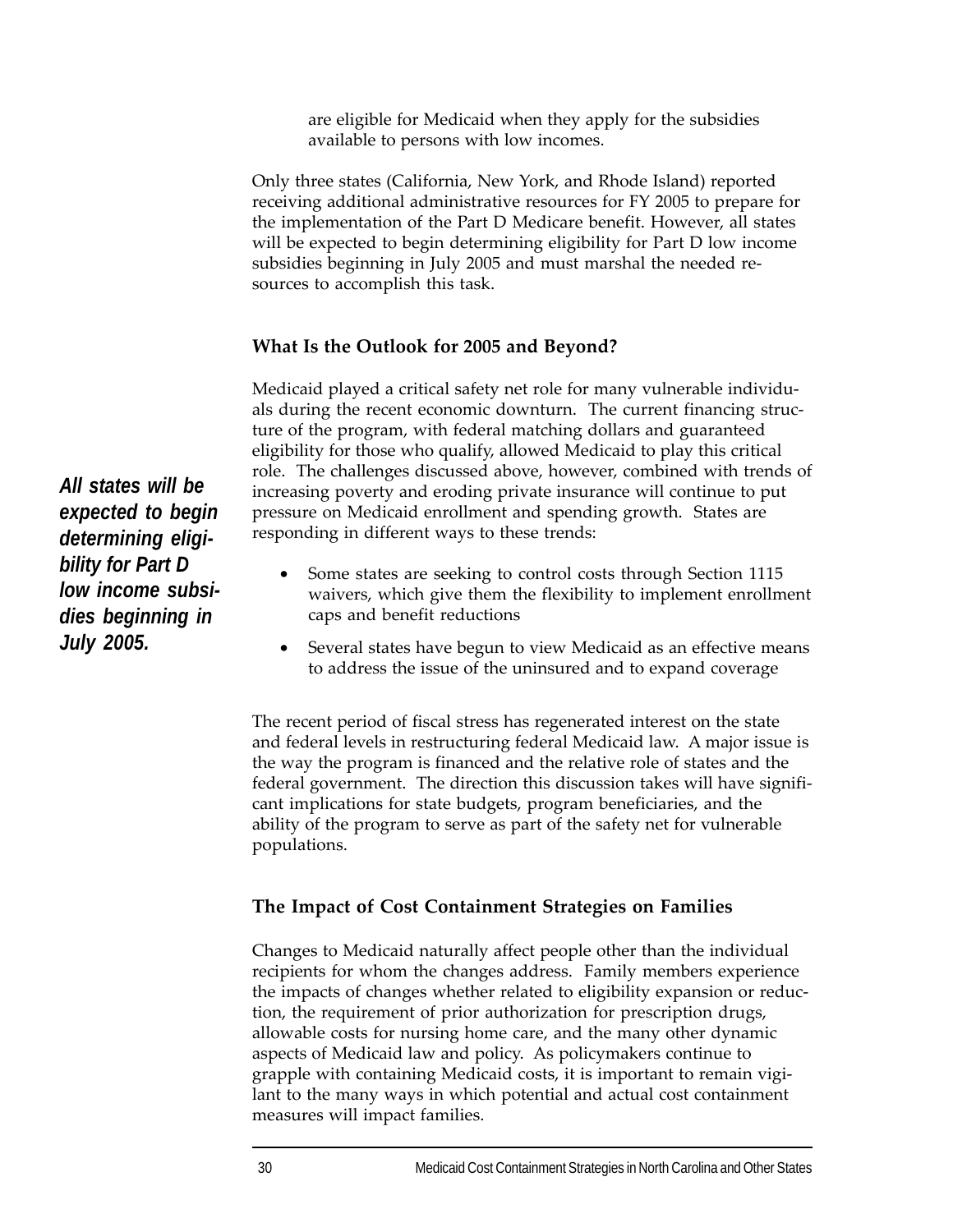are eligible for Medicaid when they apply for the subsidies available to persons with low incomes.

Only three states (California, New York, and Rhode Island) reported receiving additional administrative resources for FY 2005 to prepare for the implementation of the Part D Medicare benefit. However, all states will be expected to begin determining eligibility for Part D low income subsidies beginning in July 2005 and must marshal the needed resources to accomplish this task.

### What Is the Outlook for 2005 and Beyond?

***All states will be expected to begin determining eligibility for Part D low income subsidies beginning in July 2005.***

Medicaid played a critical safety net role for many vulnerable individuals during the recent economic downturn. The current financing structure of the program, with federal matching dollars and guaranteed eligibility for those who qualify, allowed Medicaid to play this critical role. The challenges discussed above, however, combined with trends of increasing poverty and eroding private insurance will continue to put pressure on Medicaid enrollment and spending growth. States are responding in different ways to these trends:

- Some states are seeking to control costs through Section 1115 waivers, which give them the flexibility to implement enrollment caps and benefit reductions
- Several states have begun to view Medicaid as an effective means to address the issue of the uninsured and to expand coverage

The recent period of fiscal stress has regenerated interest on the state and federal levels in restructuring federal Medicaid law. A major issue is the way the program is financed and the relative role of states and the federal government. The direction this discussion takes will have significant implications for state budgets, program beneficiaries, and the ability of the program to serve as part of the safety net for vulnerable populations.

### The Impact of Cost Containment Strategies on Families

Changes to Medicaid naturally affect people other than the individual recipients for whom the changes address. Family members experience the impacts of changes whether related to eligibility expansion or reduction, the requirement of prior authorization for prescription drugs, allowable costs for nursing home care, and the many other dynamic aspects of Medicaid law and policy. As policymakers continue to grapple with containing Medicaid costs, it is important to remain vigilant to the many ways in which potential and actual cost containment measures will impact families.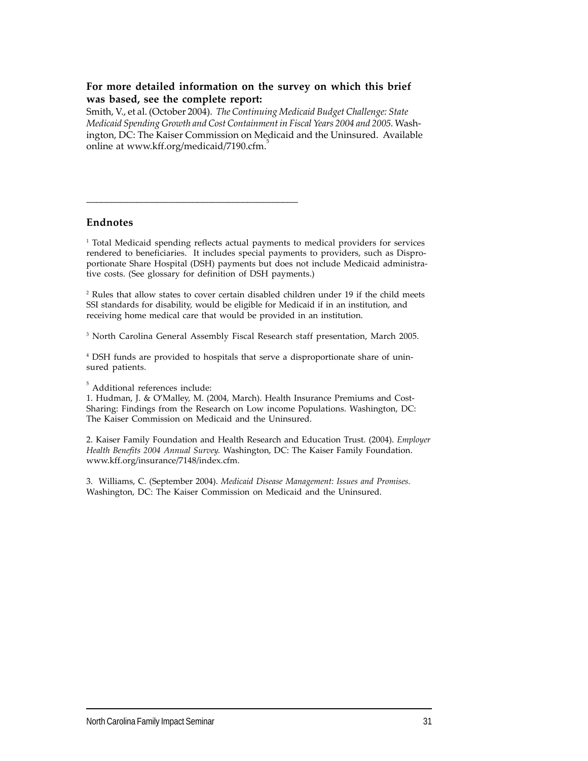**For more detailed information on the survey on which this brief was based, see the complete report:**

Smith, V., et al. (October 2004). *The Continuing Medicaid Budget Challenge: State Medicaid Spending Growth and Cost Containment in Fiscal Years 2004 and 2005.* Washington, DC: The Kaiser Commission on Medicaid and the Uninsured. Available online at www.kff.org/medicaid/7190.cfm.[5]

---

## Endnotes

[1] Total Medicaid spending reflects actual payments to medical providers for services rendered to beneficiaries. It includes special payments to providers, such as Disproportionate Share Hospital (DSH) payments but does not include Medicaid administrative costs. (See glossary for definition of DSH payments.)

[2] Rules that allow states to cover certain disabled children under 19 if the child meets SSI standards for disability, would be eligible for Medicaid if in an institution, and receiving home medical care that would be provided in an institution.

[3] North Carolina General Assembly Fiscal Research staff presentation, March 2005.

[4] DSH funds are provided to hospitals that serve a disproportionate share of uninsured patients.

[5] Additional references include:

1. Hudman, J. & O'Malley, M. (2004, March). Health Insurance Premiums and Cost-Sharing: Findings from the Research on Low income Populations. Washington, DC: The Kaiser Commission on Medicaid and the Uninsured.

2. Kaiser Family Foundation and Health Research and Education Trust. (2004). *Employer Health Benefits 2004 Annual Survey.* Washington, DC: The Kaiser Family Foundation. www.kff.org/insurance/7148/index.cfm.

3. Williams, C. (September 2004). *Medicaid Disease Management: Issues and Promises.* Washington, DC: The Kaiser Commission on Medicaid and the Uninsured.